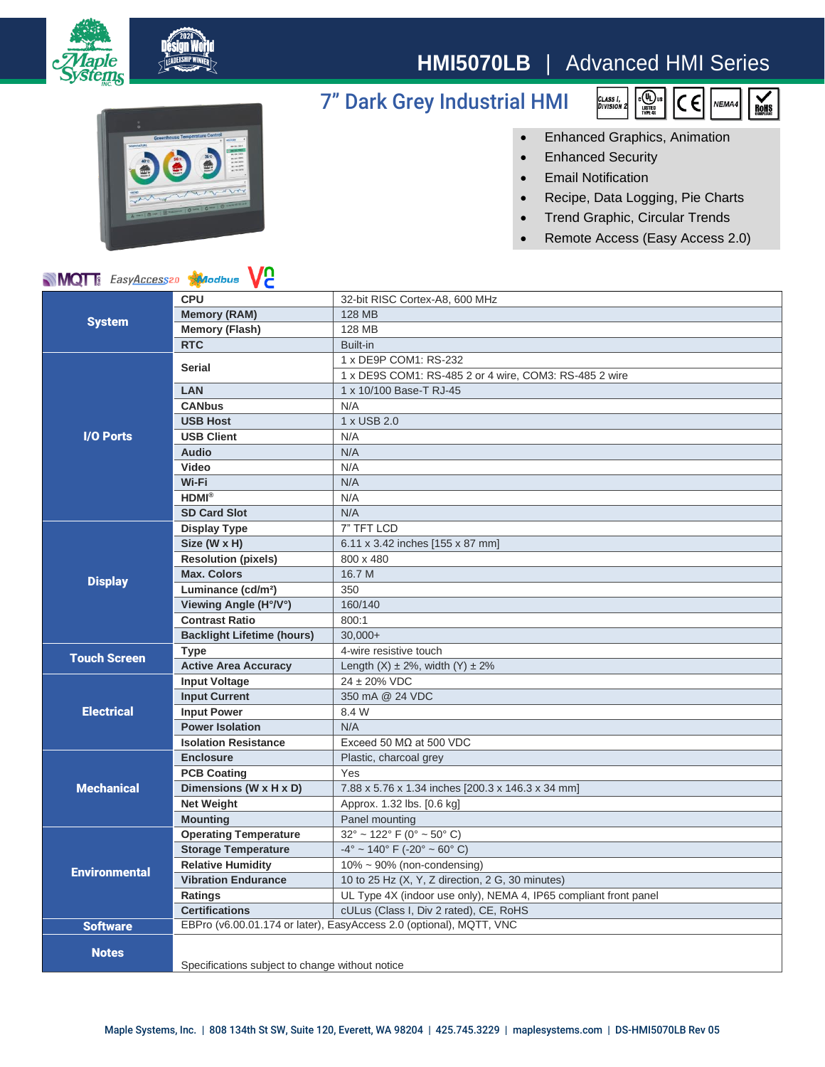# HMI5070LB | Advanced HMI Series

## 7" Dark Grey Industrial HMI

- Enhanced Graphics, Animation
- Enhanced Security
- Email Notification
- Recipe, Data Logging, Pie Charts
- Trend Graphic, Circular Trends
- Remote Access (Easy Access 2.0)

| Category | Item | Specification |
|---|---|---|
| System | CPU | 32-bit RISC Cortex-A8, 600 MHz |
| | Memory (RAM) | 128 MB |
| | Memory (Flash) | 128 MB |
| | RTC | Built-in |
| I/O Ports | Serial | 1 x DE9P COM1: RS-232 |
| | | 1 x DE9S COM1: RS-485 2 or 4 wire, COM3: RS-485 2 wire |
| | LAN | 1 x 10/100 Base-T RJ-45 |
| | CANbus | N/A |
| | USB Host | 1 x USB 2.0 |
| | USB Client | N/A |
| | Audio | N/A |
| | Video | N/A |
| | Wi-Fi | N/A |
| | HDMI® | N/A |
| | SD Card Slot | N/A |
| Display | Display Type | 7" TFT LCD |
| | Size (W x H) | 6.11 x 3.42 inches [155 x 87 mm] |
| | Resolution (pixels) | 800 x 480 |
| | Max. Colors | 16.7 M |
| | Luminance (cd/m²) | 350 |
| | Viewing Angle (H°/V°) | 160/140 |
| | Contrast Ratio | 800:1 |
| | Backlight Lifetime (hours) | 30,000+ |
| Touch Screen | Type | 4-wire resistive touch |
| | Active Area Accuracy | Length (X) ± 2%, width (Y) ± 2% |
| Electrical | Input Voltage | 24 ± 20% VDC |
| | Input Current | 350 mA @ 24 VDC |
| | Input Power | 8.4 W |
| | Power Isolation | N/A |
| | Isolation Resistance | Exceed 50 MΩ at 500 VDC |
| Mechanical | Enclosure | Plastic, charcoal grey |
| | PCB Coating | Yes |
| | Dimensions (W x H x D) | 7.88 x 5.76 x 1.34 inches [200.3 x 146.3 x 34 mm] |
| | Net Weight | Approx. 1.32 lbs. [0.6 kg] |
| | Mounting | Panel mounting |
| Environmental | Operating Temperature | 32° ~ 122° F (0° ~ 50° C) |
| | Storage Temperature | -4° ~ 140° F (-20° ~ 60° C) |
| | Relative Humidity | 10% ~ 90% (non-condensing) |
| | Vibration Endurance | 10 to 25 Hz (X, Y, Z direction, 2 G, 30 minutes) |
| | Ratings | UL Type 4X (indoor use only), NEMA 4, IP65 compliant front panel |
| | Certifications | cULus (Class I, Div 2 rated), CE, RoHS |
| Software | EBPro (v6.00.01.174 or later), EasyAccess 2.0 (optional), MQTT, VNC | |
| Notes | Specifications subject to change without notice | |

Maple Systems, Inc. | 808 134th St SW, Suite 120, Everett, WA 98204 | 425.745.3229 | maplesystems.com | DS-HMI5070LB Rev 05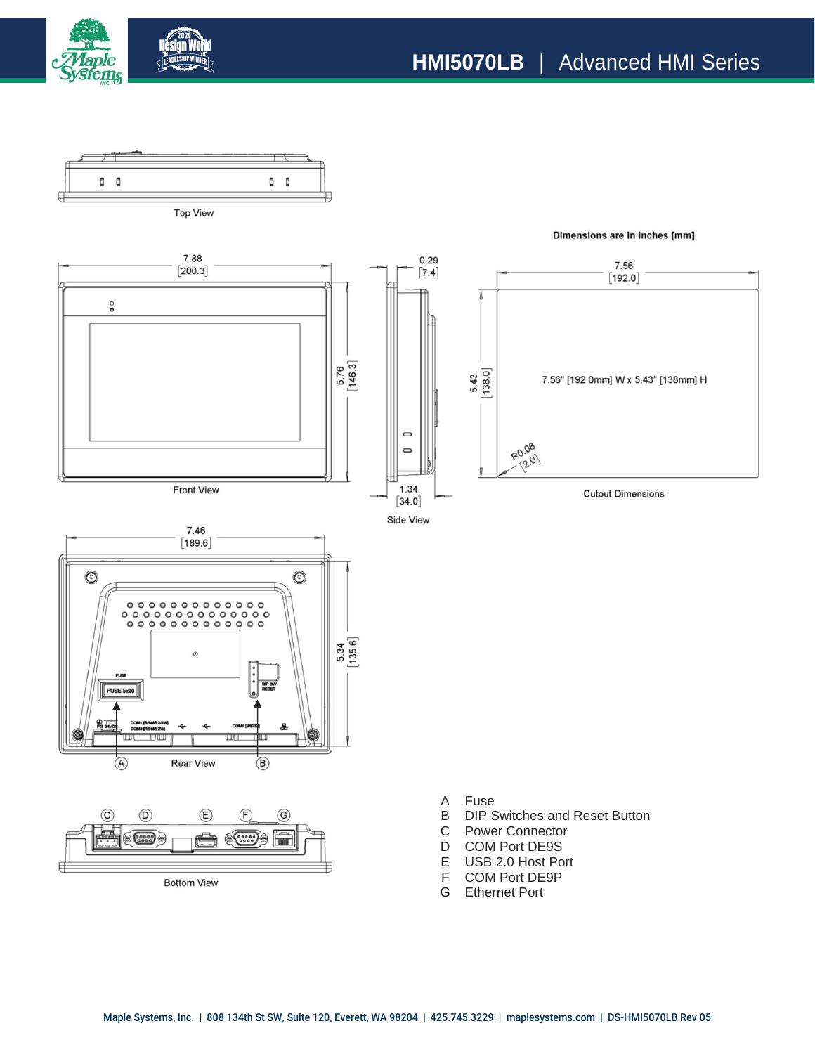Top View

Dimensions are in inches [mm]

7.88
[200.3]

5.76
[146.3]

Front View

0.29
[7.4]

1.34
[34.0]

Side View

7.56
[192.0]

5.43
[138.0]

7.56" [192.0mm] W x 5.43" [138mm] H

R0.08
[2.0]

Cutout Dimensions

7.46
[189.6]

5.34
[135.6]

FUSE

FUSE 5x20

DIP SW
RESET

FG 24VDC

COM1 [RS485 2/4W]
COM3 [RS485 2W]

COM1 [RS232]

Rear View

A B

C D E F G

Bottom View

| | |
|---|---|
| A | Fuse |
| B | DIP Switches and Reset Button |
| C | Power Connector |
| D | COM Port DE9S |
| E | USB 2.0 Host Port |
| F | COM Port DE9P |
| G | Ethernet Port |